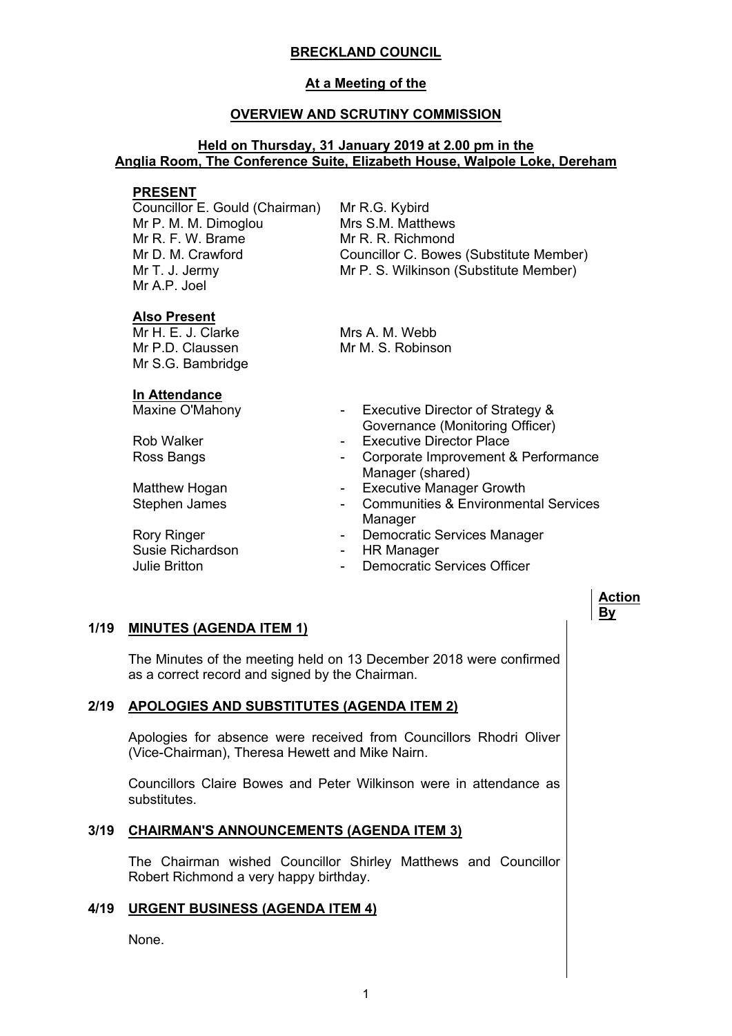# BRECKLAND COUNCIL

## At a Meeting of the

## OVERVIEW AND SCRUTINY COMMISSION

### Held on Thursday, 31 January 2019 at 2.00 pm in the Anglia Room, The Conference Suite, Elizabeth House, Walpole Loke, Dereham

**PRESENT**

Councillor E. Gould (Chairman)
Mr P. M. M. Dimoglou
Mr R. F. W. Brame
Mr D. M. Crawford
Mr T. J. Jermy
Mr A.P. Joel
Mr R.G. Kybird
Mrs S.M. Matthews
Mr R. R. Richmond
Councillor C. Bowes (Substitute Member)
Mr P. S. Wilkinson (Substitute Member)

**Also Present**

Mr H. E. J. Clarke
Mr P.D. Claussen
Mr S.G. Bambridge
Mrs A. M. Webb
Mr M. S. Robinson

**In Attendance**

| | | |
|---|---|---|
| Maxine O'Mahony | - | Executive Director of Strategy & Governance (Monitoring Officer) |
| Rob Walker | - | Executive Director Place |
| Ross Bangs | - | Corporate Improvement & Performance Manager (shared) |
| Matthew Hogan | - | Executive Manager Growth |
| Stephen James | - | Communities & Environmental Services Manager |
| Rory Ringer | - | Democratic Services Manager |
| Susie Richardson | - | HR Manager |
| Julie Britton | - | Democratic Services Officer |

**Action By**

**1/19 MINUTES (AGENDA ITEM 1)**

The Minutes of the meeting held on 13 December 2018 were confirmed as a correct record and signed by the Chairman.

**2/19 APOLOGIES AND SUBSTITUTES (AGENDA ITEM 2)**

Apologies for absence were received from Councillors Rhodri Oliver (Vice-Chairman), Theresa Hewett and Mike Nairn.

Councillors Claire Bowes and Peter Wilkinson were in attendance as substitutes.

**3/19 CHAIRMAN'S ANNOUNCEMENTS (AGENDA ITEM 3)**

The Chairman wished Councillor Shirley Matthews and Councillor Robert Richmond a very happy birthday.

**4/19 URGENT BUSINESS (AGENDA ITEM 4)**

None.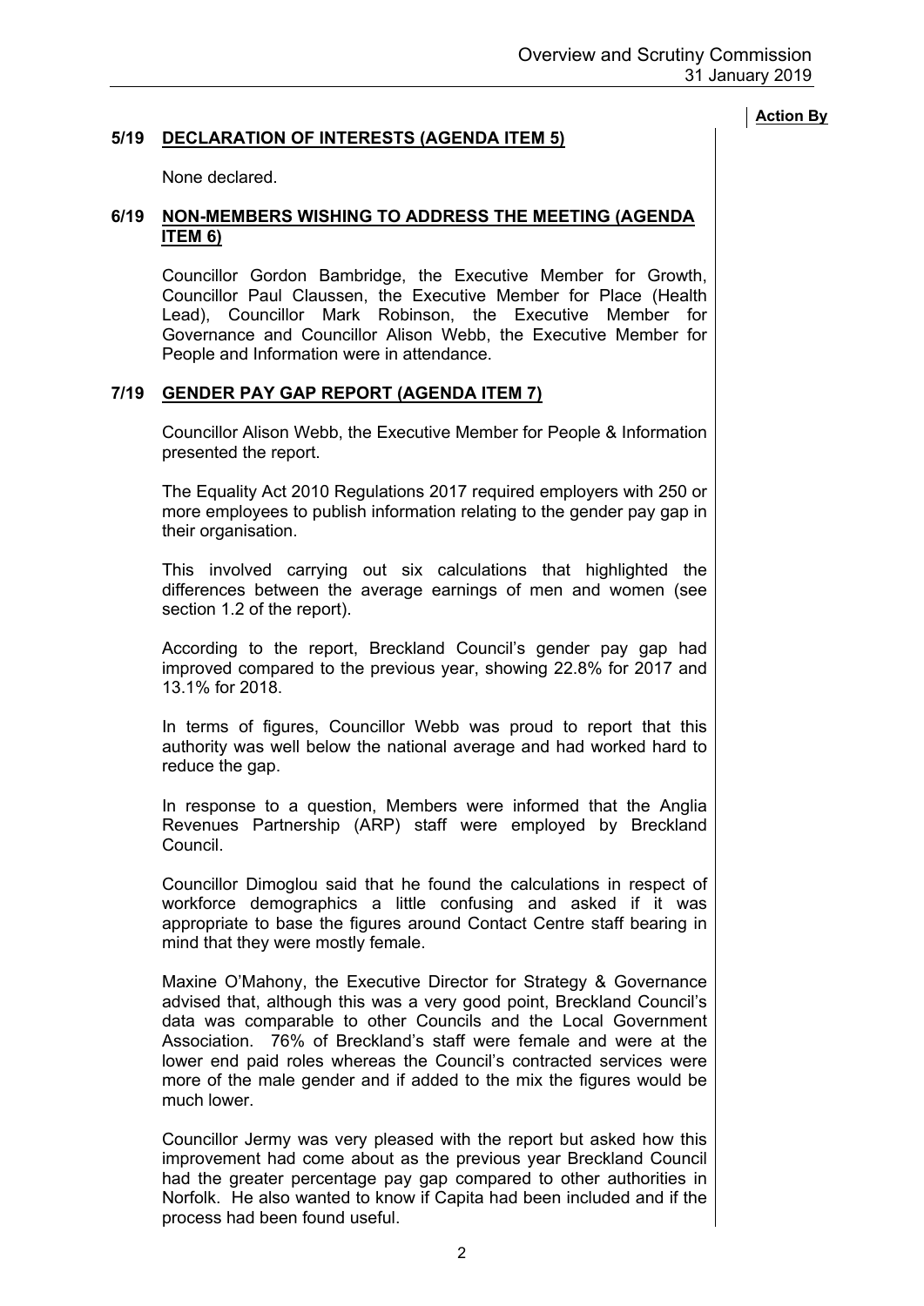**Action By**

### 5/19 DECLARATION OF INTERESTS (AGENDA ITEM 5)

None declared.

### 6/19 NON-MEMBERS WISHING TO ADDRESS THE MEETING (AGENDA ITEM 6)

Councillor Gordon Bambridge, the Executive Member for Growth, Councillor Paul Claussen, the Executive Member for Place (Health Lead), Councillor Mark Robinson, the Executive Member for Governance and Councillor Alison Webb, the Executive Member for People and Information were in attendance.

### 7/19 GENDER PAY GAP REPORT (AGENDA ITEM 7)

Councillor Alison Webb, the Executive Member for People & Information presented the report.

The Equality Act 2010 Regulations 2017 required employers with 250 or more employees to publish information relating to the gender pay gap in their organisation.

This involved carrying out six calculations that highlighted the differences between the average earnings of men and women (see section 1.2 of the report).

According to the report, Breckland Council's gender pay gap had improved compared to the previous year, showing 22.8% for 2017 and 13.1% for 2018.

In terms of figures, Councillor Webb was proud to report that this authority was well below the national average and had worked hard to reduce the gap.

In response to a question, Members were informed that the Anglia Revenues Partnership (ARP) staff were employed by Breckland Council.

Councillor Dimoglou said that he found the calculations in respect of workforce demographics a little confusing and asked if it was appropriate to base the figures around Contact Centre staff bearing in mind that they were mostly female.

Maxine O'Mahony, the Executive Director for Strategy & Governance advised that, although this was a very good point, Breckland Council's data was comparable to other Councils and the Local Government Association. 76% of Breckland's staff were female and were at the lower end paid roles whereas the Council's contracted services were more of the male gender and if added to the mix the figures would be much lower.

Councillor Jermy was very pleased with the report but asked how this improvement had come about as the previous year Breckland Council had the greater percentage pay gap compared to other authorities in Norfolk. He also wanted to know if Capita had been included and if the process had been found useful.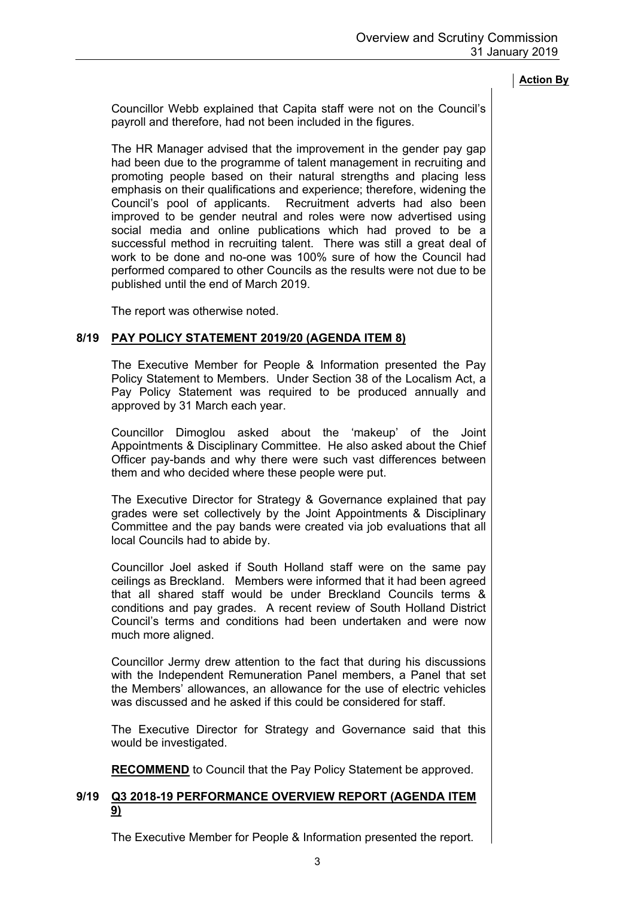**Action By**

Councillor Webb explained that Capita staff were not on the Council's payroll and therefore, had not been included in the figures.

The HR Manager advised that the improvement in the gender pay gap had been due to the programme of talent management in recruiting and promoting people based on their natural strengths and placing less emphasis on their qualifications and experience; therefore, widening the Council's pool of applicants. Recruitment adverts had also been improved to be gender neutral and roles were now advertised using social media and online publications which had proved to be a successful method in recruiting talent. There was still a great deal of work to be done and no-one was 100% sure of how the Council had performed compared to other Councils as the results were not due to be published until the end of March 2019.

The report was otherwise noted.

## 8/19 PAY POLICY STATEMENT 2019/20 (AGENDA ITEM 8)

The Executive Member for People & Information presented the Pay Policy Statement to Members. Under Section 38 of the Localism Act, a Pay Policy Statement was required to be produced annually and approved by 31 March each year.

Councillor Dimoglou asked about the 'makeup' of the Joint Appointments & Disciplinary Committee. He also asked about the Chief Officer pay-bands and why there were such vast differences between them and who decided where these people were put.

The Executive Director for Strategy & Governance explained that pay grades were set collectively by the Joint Appointments & Disciplinary Committee and the pay bands were created via job evaluations that all local Councils had to abide by.

Councillor Joel asked if South Holland staff were on the same pay ceilings as Breckland. Members were informed that it had been agreed that all shared staff would be under Breckland Councils terms & conditions and pay grades. A recent review of South Holland District Council's terms and conditions had been undertaken and were now much more aligned.

Councillor Jermy drew attention to the fact that during his discussions with the Independent Remuneration Panel members, a Panel that set the Members' allowances, an allowance for the use of electric vehicles was discussed and he asked if this could be considered for staff.

The Executive Director for Strategy and Governance said that this would be investigated.

**RECOMMEND** to Council that the Pay Policy Statement be approved.

## 9/19 Q3 2018-19 PERFORMANCE OVERVIEW REPORT (AGENDA ITEM 9)

The Executive Member for People & Information presented the report.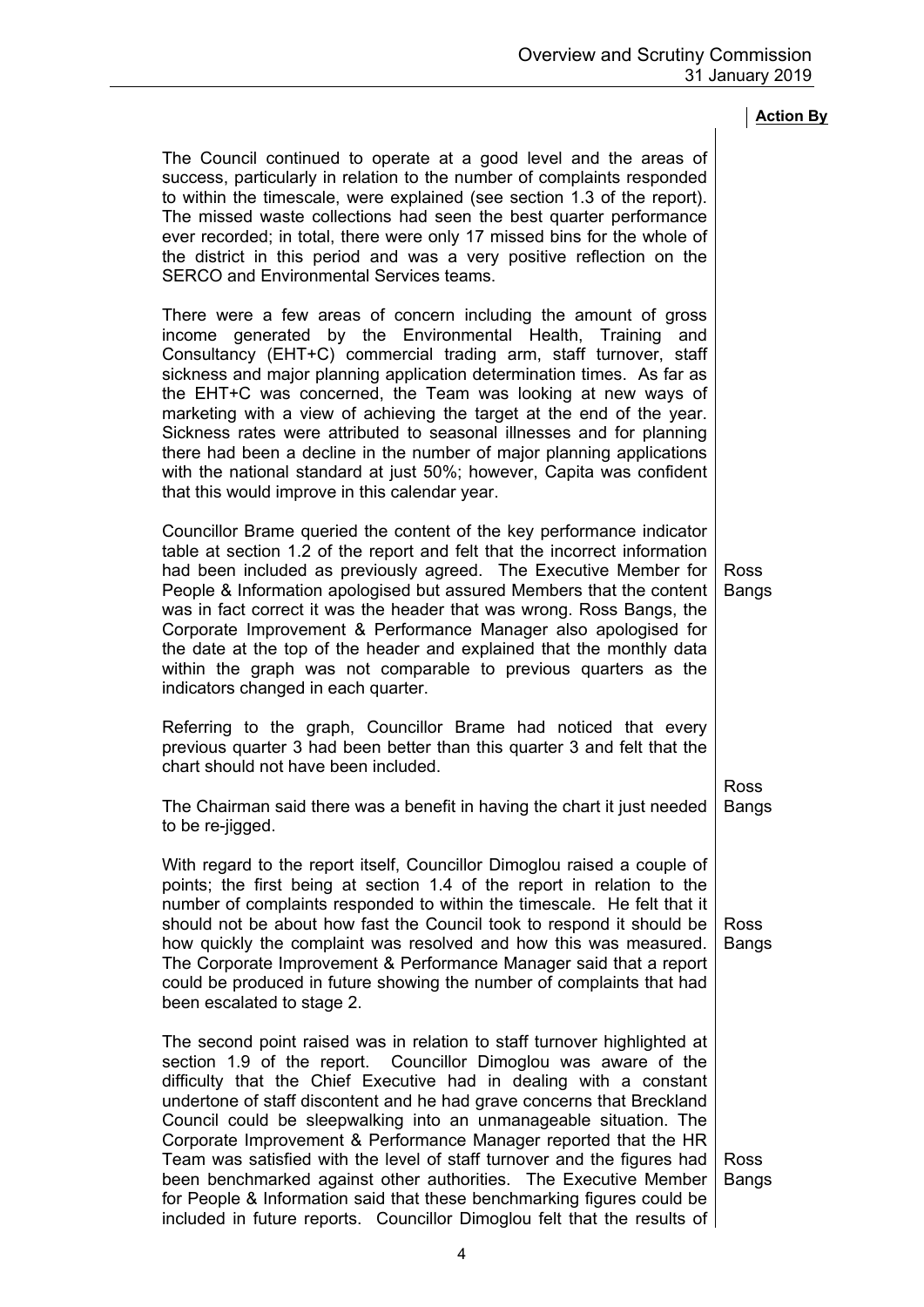**Action By**

The Council continued to operate at a good level and the areas of success, particularly in relation to the number of complaints responded to within the timescale, were explained (see section 1.3 of the report). The missed waste collections had seen the best quarter performance ever recorded; in total, there were only 17 missed bins for the whole of the district in this period and was a very positive reflection on the SERCO and Environmental Services teams.

There were a few areas of concern including the amount of gross income generated by the Environmental Health, Training and Consultancy (EHT+C) commercial trading arm, staff turnover, staff sickness and major planning application determination times. As far as the EHT+C was concerned, the Team was looking at new ways of marketing with a view of achieving the target at the end of the year. Sickness rates were attributed to seasonal illnesses and for planning there had been a decline in the number of major planning applications with the national standard at just 50%; however, Capita was confident that this would improve in this calendar year.

Councillor Brame queried the content of the key performance indicator table at section 1.2 of the report and felt that the incorrect information had been included as previously agreed. The Executive Member for People & Information apologised but assured Members that the content was in fact correct it was the header that was wrong. Ross Bangs, the Corporate Improvement & Performance Manager also apologised for the date at the top of the header and explained that the monthly data within the graph was not comparable to previous quarters as the indicators changed in each quarter. — **Ross Bangs**

Referring to the graph, Councillor Brame had noticed that every previous quarter 3 had been better than this quarter 3 and felt that the chart should not have been included.

The Chairman said there was a benefit in having the chart it just needed to be re-jigged. — **Ross Bangs**

With regard to the report itself, Councillor Dimoglou raised a couple of points; the first being at section 1.4 of the report in relation to the number of complaints responded to within the timescale. He felt that it should not be about how fast the Council took to respond it should be how quickly the complaint was resolved and how this was measured. The Corporate Improvement & Performance Manager said that a report could be produced in future showing the number of complaints that had been escalated to stage 2. — **Ross Bangs**

The second point raised was in relation to staff turnover highlighted at section 1.9 of the report. Councillor Dimoglou was aware of the difficulty that the Chief Executive had in dealing with a constant undertone of staff discontent and he had grave concerns that Breckland Council could be sleepwalking into an unmanageable situation. The Corporate Improvement & Performance Manager reported that the HR Team was satisfied with the level of staff turnover and the figures had been benchmarked against other authorities. The Executive Member for People & Information said that these benchmarking figures could be included in future reports. Councillor Dimoglou felt that the results of — **Ross Bangs**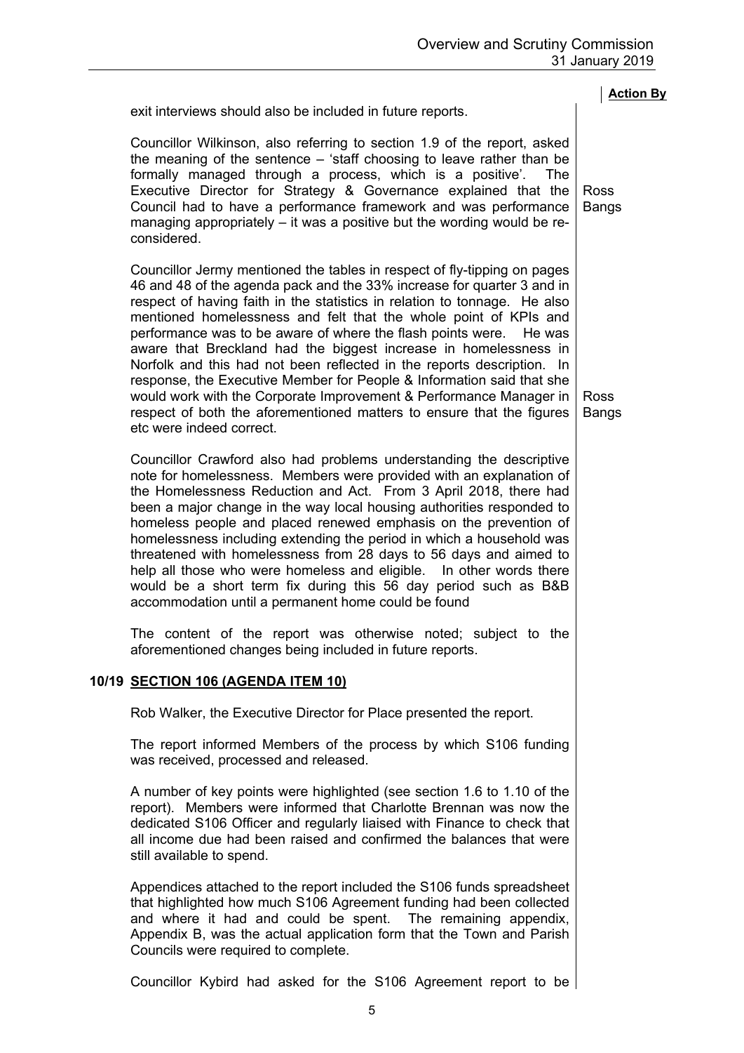**Action By**

exit interviews should also be included in future reports.

Councillor Wilkinson, also referring to section 1.9 of the report, asked the meaning of the sentence – 'staff choosing to leave rather than be formally managed through a process, which is a positive'. The Executive Director for Strategy & Governance explained that the Council had to have a performance framework and was performance managing appropriately – it was a positive but the wording would be re-considered. — Ross Bangs

Councillor Jermy mentioned the tables in respect of fly-tipping on pages 46 and 48 of the agenda pack and the 33% increase for quarter 3 and in respect of having faith in the statistics in relation to tonnage. He also mentioned homelessness and felt that the whole point of KPIs and performance was to be aware of where the flash points were. He was aware that Breckland had the biggest increase in homelessness in Norfolk and this had not been reflected in the reports description. In response, the Executive Member for People & Information said that she would work with the Corporate Improvement & Performance Manager in respect of both the aforementioned matters to ensure that the figures etc were indeed correct. — Ross Bangs

Councillor Crawford also had problems understanding the descriptive note for homelessness. Members were provided with an explanation of the Homelessness Reduction and Act. From 3 April 2018, there had been a major change in the way local housing authorities responded to homeless people and placed renewed emphasis on the prevention of homelessness including extending the period in which a household was threatened with homelessness from 28 days to 56 days and aimed to help all those who were homeless and eligible. In other words there would be a short term fix during this 56 day period such as B&B accommodation until a permanent home could be found

The content of the report was otherwise noted; subject to the aforementioned changes being included in future reports.

## 10/19 SECTION 106 (AGENDA ITEM 10)

Rob Walker, the Executive Director for Place presented the report.

The report informed Members of the process by which S106 funding was received, processed and released.

A number of key points were highlighted (see section 1.6 to 1.10 of the report). Members were informed that Charlotte Brennan was now the dedicated S106 Officer and regularly liaised with Finance to check that all income due had been raised and confirmed the balances that were still available to spend.

Appendices attached to the report included the S106 funds spreadsheet that highlighted how much S106 Agreement funding had been collected and where it had and could be spent. The remaining appendix, Appendix B, was the actual application form that the Town and Parish Councils were required to complete.

Councillor Kybird had asked for the S106 Agreement report to be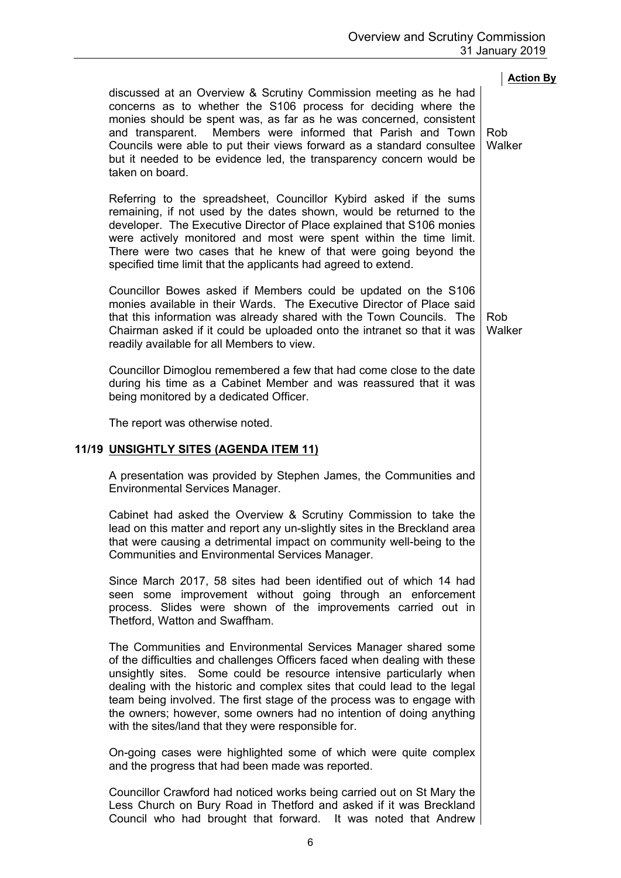**Action By**

discussed at an Overview & Scrutiny Commission meeting as he had concerns as to whether the S106 process for deciding where the monies should be spent was, as far as he was concerned, consistent and transparent. Members were informed that Parish and Town Councils were able to put their views forward as a standard consultee but it needed to be evidence led, the transparency concern would be taken on board. — **Rob Walker**

Referring to the spreadsheet, Councillor Kybird asked if the sums remaining, if not used by the dates shown, would be returned to the developer. The Executive Director of Place explained that S106 monies were actively monitored and most were spent within the time limit. There were two cases that he knew of that were going beyond the specified time limit that the applicants had agreed to extend.

Councillor Bowes asked if Members could be updated on the S106 monies available in their Wards. The Executive Director of Place said that this information was already shared with the Town Councils. The Chairman asked if it could be uploaded onto the intranet so that it was readily available for all Members to view. — **Rob Walker**

Councillor Dimoglou remembered a few that had come close to the date during his time as a Cabinet Member and was reassured that it was being monitored by a dedicated Officer.

The report was otherwise noted.

## 11/19 UNSIGHTLY SITES (AGENDA ITEM 11)

A presentation was provided by Stephen James, the Communities and Environmental Services Manager.

Cabinet had asked the Overview & Scrutiny Commission to take the lead on this matter and report any un-slightly sites in the Breckland area that were causing a detrimental impact on community well-being to the Communities and Environmental Services Manager.

Since March 2017, 58 sites had been identified out of which 14 had seen some improvement without going through an enforcement process. Slides were shown of the improvements carried out in Thetford, Watton and Swaffham.

The Communities and Environmental Services Manager shared some of the difficulties and challenges Officers faced when dealing with these unsightly sites. Some could be resource intensive particularly when dealing with the historic and complex sites that could lead to the legal team being involved. The first stage of the process was to engage with the owners; however, some owners had no intention of doing anything with the sites/land that they were responsible for.

On-going cases were highlighted some of which were quite complex and the progress that had been made was reported.

Councillor Crawford had noticed works being carried out on St Mary the Less Church on Bury Road in Thetford and asked if it was Breckland Council who had brought that forward. It was noted that Andrew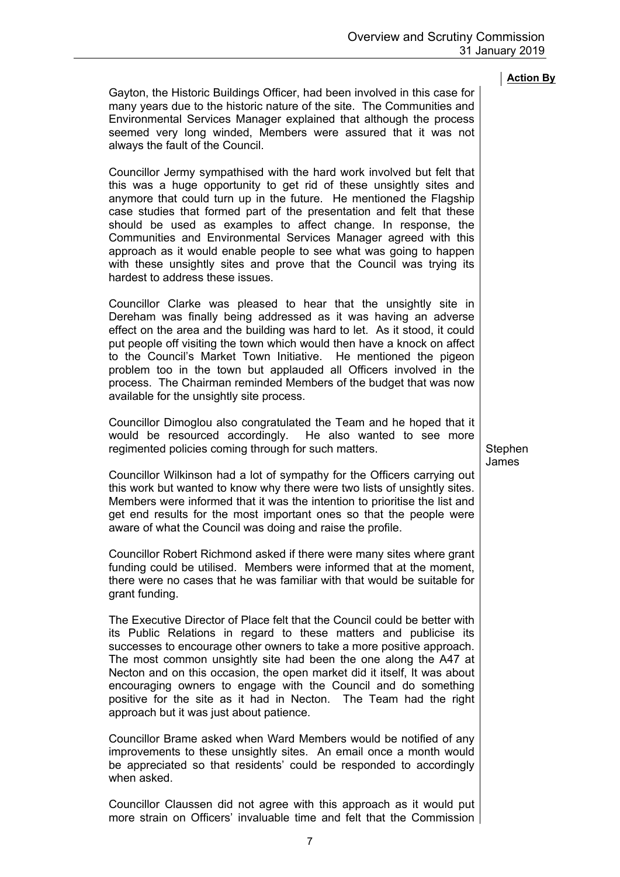**Action By**

Gayton, the Historic Buildings Officer, had been involved in this case for many years due to the historic nature of the site. The Communities and Environmental Services Manager explained that although the process seemed very long winded, Members were assured that it was not always the fault of the Council.

Councillor Jermy sympathised with the hard work involved but felt that this was a huge opportunity to get rid of these unsightly sites and anymore that could turn up in the future. He mentioned the Flagship case studies that formed part of the presentation and felt that these should be used as examples to affect change. In response, the Communities and Environmental Services Manager agreed with this approach as it would enable people to see what was going to happen with these unsightly sites and prove that the Council was trying its hardest to address these issues.

Councillor Clarke was pleased to hear that the unsightly site in Dereham was finally being addressed as it was having an adverse effect on the area and the building was hard to let. As it stood, it could put people off visiting the town which would then have a knock on affect to the Council's Market Town Initiative. He mentioned the pigeon problem too in the town but applauded all Officers involved in the process. The Chairman reminded Members of the budget that was now available for the unsightly site process.

Councillor Dimoglou also congratulated the Team and he hoped that it would be resourced accordingly. He also wanted to see more regimented policies coming through for such matters. — **Stephen James**

Councillor Wilkinson had a lot of sympathy for the Officers carrying out this work but wanted to know why there were two lists of unsightly sites. Members were informed that it was the intention to prioritise the list and get end results for the most important ones so that the people were aware of what the Council was doing and raise the profile.

Councillor Robert Richmond asked if there were many sites where grant funding could be utilised. Members were informed that at the moment, there were no cases that he was familiar with that would be suitable for grant funding.

The Executive Director of Place felt that the Council could be better with its Public Relations in regard to these matters and publicise its successes to encourage other owners to take a more positive approach. The most common unsightly site had been the one along the A47 at Necton and on this occasion, the open market did it itself, It was about encouraging owners to engage with the Council and do something positive for the site as it had in Necton. The Team had the right approach but it was just about patience.

Councillor Brame asked when Ward Members would be notified of any improvements to these unsightly sites. An email once a month would be appreciated so that residents' could be responded to accordingly when asked.

Councillor Claussen did not agree with this approach as it would put more strain on Officers' invaluable time and felt that the Commission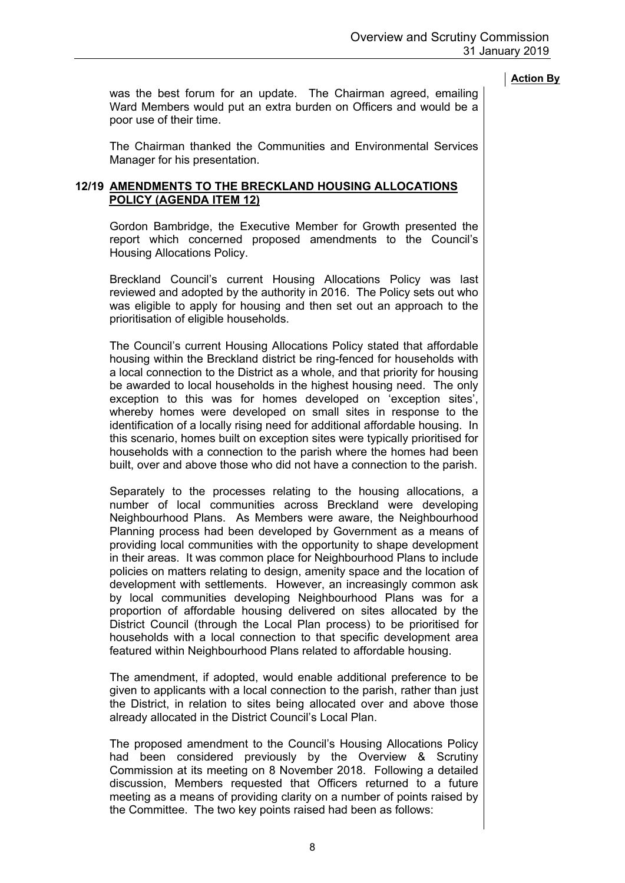**Action By**

was the best forum for an update. The Chairman agreed, emailing Ward Members would put an extra burden on Officers and would be a poor use of their time.

The Chairman thanked the Communities and Environmental Services Manager for his presentation.

## 12/19 AMENDMENTS TO THE BRECKLAND HOUSING ALLOCATIONS POLICY (AGENDA ITEM 12)

Gordon Bambridge, the Executive Member for Growth presented the report which concerned proposed amendments to the Council's Housing Allocations Policy.

Breckland Council's current Housing Allocations Policy was last reviewed and adopted by the authority in 2016. The Policy sets out who was eligible to apply for housing and then set out an approach to the prioritisation of eligible households.

The Council's current Housing Allocations Policy stated that affordable housing within the Breckland district be ring-fenced for households with a local connection to the District as a whole, and that priority for housing be awarded to local households in the highest housing need. The only exception to this was for homes developed on 'exception sites', whereby homes were developed on small sites in response to the identification of a locally rising need for additional affordable housing. In this scenario, homes built on exception sites were typically prioritised for households with a connection to the parish where the homes had been built, over and above those who did not have a connection to the parish.

Separately to the processes relating to the housing allocations, a number of local communities across Breckland were developing Neighbourhood Plans. As Members were aware, the Neighbourhood Planning process had been developed by Government as a means of providing local communities with the opportunity to shape development in their areas. It was common place for Neighbourhood Plans to include policies on matters relating to design, amenity space and the location of development with settlements. However, an increasingly common ask by local communities developing Neighbourhood Plans was for a proportion of affordable housing delivered on sites allocated by the District Council (through the Local Plan process) to be prioritised for households with a local connection to that specific development area featured within Neighbourhood Plans related to affordable housing.

The amendment, if adopted, would enable additional preference to be given to applicants with a local connection to the parish, rather than just the District, in relation to sites being allocated over and above those already allocated in the District Council's Local Plan.

The proposed amendment to the Council's Housing Allocations Policy had been considered previously by the Overview & Scrutiny Commission at its meeting on 8 November 2018. Following a detailed discussion, Members requested that Officers returned to a future meeting as a means of providing clarity on a number of points raised by the Committee. The two key points raised had been as follows: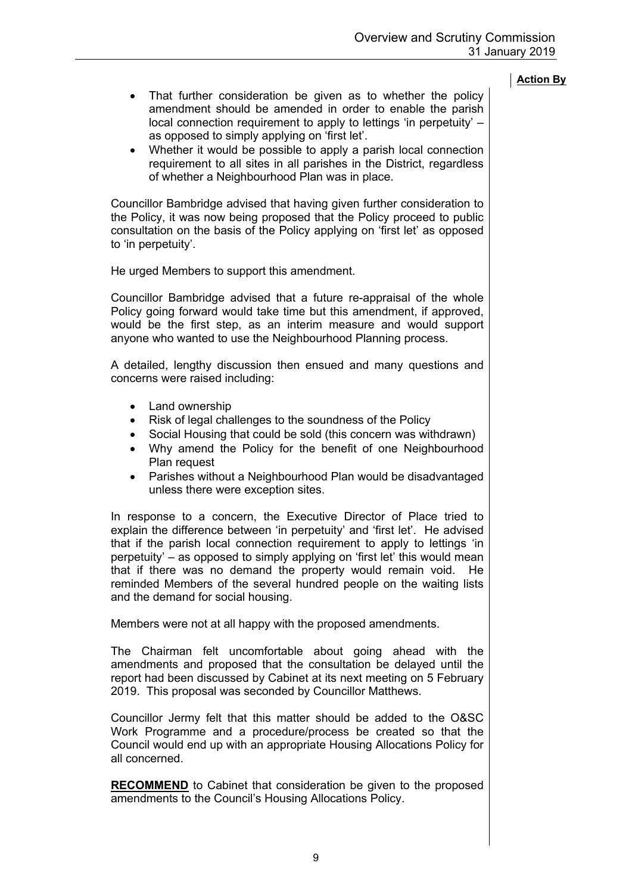**Action By**

- That further consideration be given as to whether the policy amendment should be amended in order to enable the parish local connection requirement to apply to lettings 'in perpetuity' – as opposed to simply applying on 'first let'.
- Whether it would be possible to apply a parish local connection requirement to all sites in all parishes in the District, regardless of whether a Neighbourhood Plan was in place.

Councillor Bambridge advised that having given further consideration to the Policy, it was now being proposed that the Policy proceed to public consultation on the basis of the Policy applying on 'first let' as opposed to 'in perpetuity'.

He urged Members to support this amendment.

Councillor Bambridge advised that a future re-appraisal of the whole Policy going forward would take time but this amendment, if approved, would be the first step, as an interim measure and would support anyone who wanted to use the Neighbourhood Planning process.

A detailed, lengthy discussion then ensued and many questions and concerns were raised including:

- Land ownership
- Risk of legal challenges to the soundness of the Policy
- Social Housing that could be sold (this concern was withdrawn)
- Why amend the Policy for the benefit of one Neighbourhood Plan request
- Parishes without a Neighbourhood Plan would be disadvantaged unless there were exception sites.

In response to a concern, the Executive Director of Place tried to explain the difference between 'in perpetuity' and 'first let'. He advised that if the parish local connection requirement to apply to lettings 'in perpetuity' – as opposed to simply applying on 'first let' this would mean that if there was no demand the property would remain void. He reminded Members of the several hundred people on the waiting lists and the demand for social housing.

Members were not at all happy with the proposed amendments.

The Chairman felt uncomfortable about going ahead with the amendments and proposed that the consultation be delayed until the report had been discussed by Cabinet at its next meeting on 5 February 2019. This proposal was seconded by Councillor Matthews.

Councillor Jermy felt that this matter should be added to the O&SC Work Programme and a procedure/process be created so that the Council would end up with an appropriate Housing Allocations Policy for all concerned.

**RECOMMEND** to Cabinet that consideration be given to the proposed amendments to the Council's Housing Allocations Policy.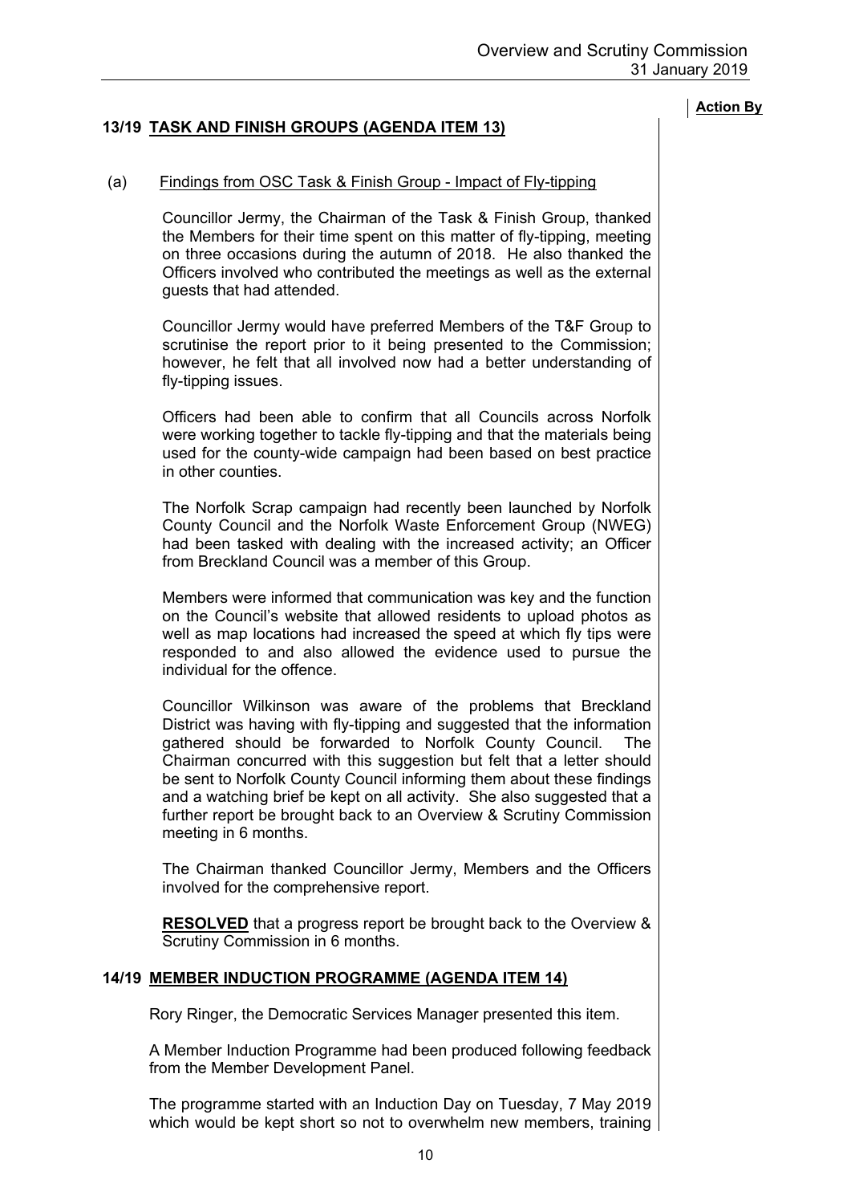**Action By**

## 13/19 TASK AND FINISH GROUPS (AGENDA ITEM 13)

(a) Findings from OSC Task & Finish Group - Impact of Fly-tipping

Councillor Jermy, the Chairman of the Task & Finish Group, thanked the Members for their time spent on this matter of fly-tipping, meeting on three occasions during the autumn of 2018. He also thanked the Officers involved who contributed the meetings as well as the external guests that had attended.

Councillor Jermy would have preferred Members of the T&F Group to scrutinise the report prior to it being presented to the Commission; however, he felt that all involved now had a better understanding of fly-tipping issues.

Officers had been able to confirm that all Councils across Norfolk were working together to tackle fly-tipping and that the materials being used for the county-wide campaign had been based on best practice in other counties.

The Norfolk Scrap campaign had recently been launched by Norfolk County Council and the Norfolk Waste Enforcement Group (NWEG) had been tasked with dealing with the increased activity; an Officer from Breckland Council was a member of this Group.

Members were informed that communication was key and the function on the Council's website that allowed residents to upload photos as well as map locations had increased the speed at which fly tips were responded to and also allowed the evidence used to pursue the individual for the offence.

Councillor Wilkinson was aware of the problems that Breckland District was having with fly-tipping and suggested that the information gathered should be forwarded to Norfolk County Council. The Chairman concurred with this suggestion but felt that a letter should be sent to Norfolk County Council informing them about these findings and a watching brief be kept on all activity. She also suggested that a further report be brought back to an Overview & Scrutiny Commission meeting in 6 months.

The Chairman thanked Councillor Jermy, Members and the Officers involved for the comprehensive report.

**RESOLVED** that a progress report be brought back to the Overview & Scrutiny Commission in 6 months.

## 14/19 MEMBER INDUCTION PROGRAMME (AGENDA ITEM 14)

Rory Ringer, the Democratic Services Manager presented this item.

A Member Induction Programme had been produced following feedback from the Member Development Panel.

The programme started with an Induction Day on Tuesday, 7 May 2019 which would be kept short so not to overwhelm new members, training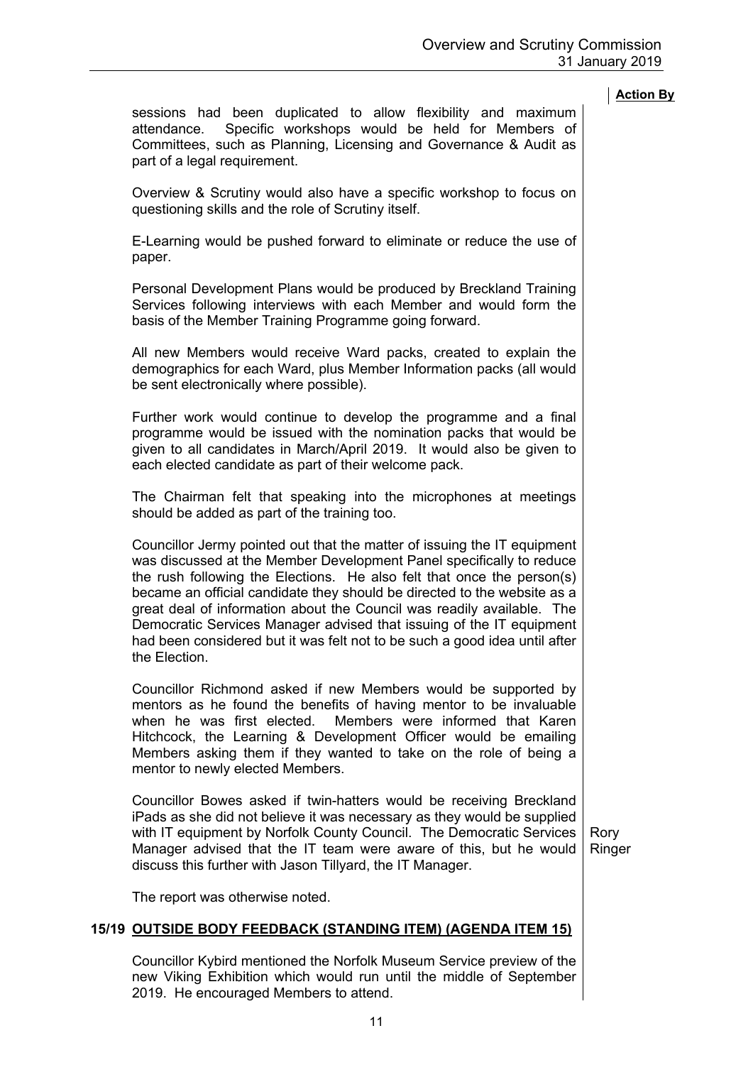**Action By**

sessions had been duplicated to allow flexibility and maximum attendance. Specific workshops would be held for Members of Committees, such as Planning, Licensing and Governance & Audit as part of a legal requirement.

Overview & Scrutiny would also have a specific workshop to focus on questioning skills and the role of Scrutiny itself.

E-Learning would be pushed forward to eliminate or reduce the use of paper.

Personal Development Plans would be produced by Breckland Training Services following interviews with each Member and would form the basis of the Member Training Programme going forward.

All new Members would receive Ward packs, created to explain the demographics for each Ward, plus Member Information packs (all would be sent electronically where possible).

Further work would continue to develop the programme and a final programme would be issued with the nomination packs that would be given to all candidates in March/April 2019. It would also be given to each elected candidate as part of their welcome pack.

The Chairman felt that speaking into the microphones at meetings should be added as part of the training too.

Councillor Jermy pointed out that the matter of issuing the IT equipment was discussed at the Member Development Panel specifically to reduce the rush following the Elections. He also felt that once the person(s) became an official candidate they should be directed to the website as a great deal of information about the Council was readily available. The Democratic Services Manager advised that issuing of the IT equipment had been considered but it was felt not to be such a good idea until after the Election.

Councillor Richmond asked if new Members would be supported by mentors as he found the benefits of having mentor to be invaluable when he was first elected. Members were informed that Karen Hitchcock, the Learning & Development Officer would be emailing Members asking them if they wanted to take on the role of being a mentor to newly elected Members.

Councillor Bowes asked if twin-hatters would be receiving Breckland iPads as she did not believe it was necessary as they would be supplied with IT equipment by Norfolk County Council. The Democratic Services Manager advised that the IT team were aware of this, but he would discuss this further with Jason Tillyard, the IT Manager. — **Rory Ringer**

The report was otherwise noted.

## 15/19 OUTSIDE BODY FEEDBACK (STANDING ITEM) (AGENDA ITEM 15)

Councillor Kybird mentioned the Norfolk Museum Service preview of the new Viking Exhibition which would run until the middle of September 2019. He encouraged Members to attend.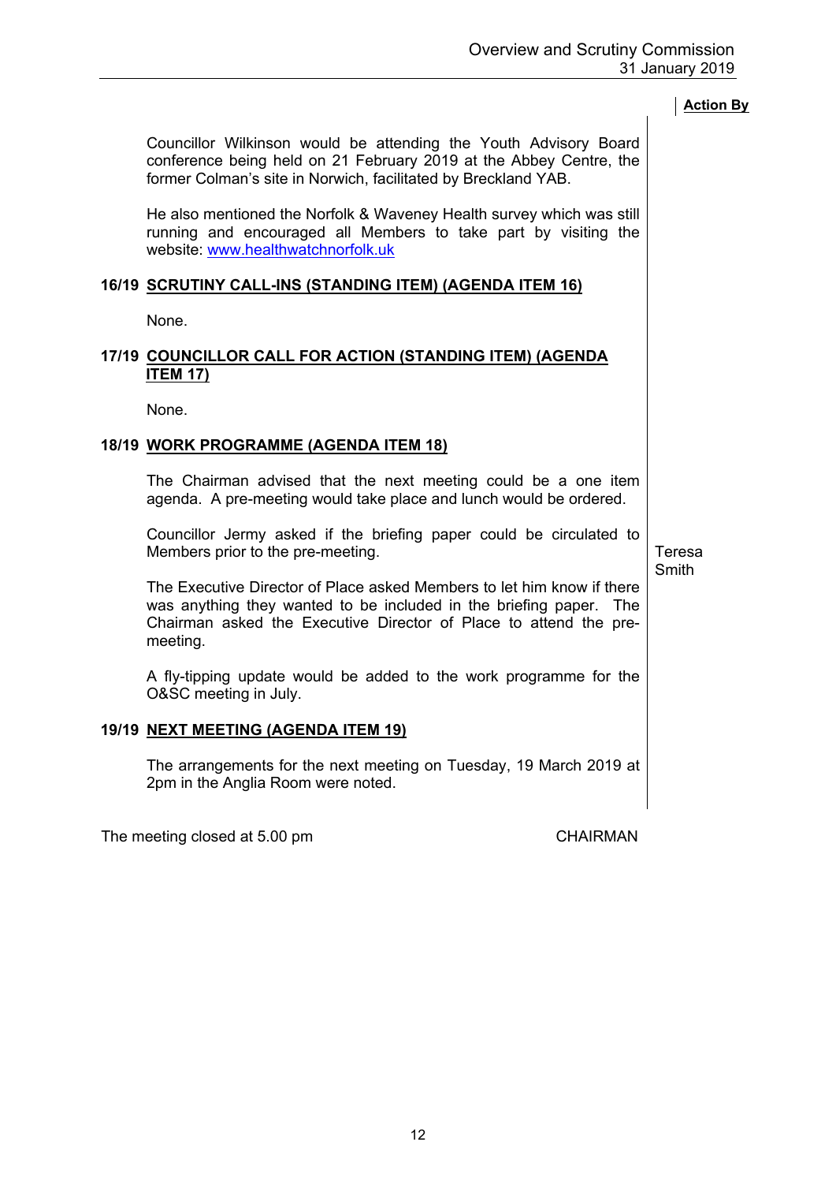**Action By**

Councillor Wilkinson would be attending the Youth Advisory Board conference being held on 21 February 2019 at the Abbey Centre, the former Colman's site in Norwich, facilitated by Breckland YAB.

He also mentioned the Norfolk & Waveney Health survey which was still running and encouraged all Members to take part by visiting the website: www.healthwatchnorfolk.uk

## 16/19 SCRUTINY CALL-INS (STANDING ITEM) (AGENDA ITEM 16)

None.

## 17/19 COUNCILLOR CALL FOR ACTION (STANDING ITEM) (AGENDA ITEM 17)

None.

## 18/19 WORK PROGRAMME (AGENDA ITEM 18)

The Chairman advised that the next meeting could be a one item agenda. A pre-meeting would take place and lunch would be ordered.

Councillor Jermy asked if the briefing paper could be circulated to Members prior to the pre-meeting. — **Teresa Smith**

The Executive Director of Place asked Members to let him know if there was anything they wanted to be included in the briefing paper. The Chairman asked the Executive Director of Place to attend the pre-meeting.

A fly-tipping update would be added to the work programme for the O&SC meeting in July.

## 19/19 NEXT MEETING (AGENDA ITEM 19)

The arrangements for the next meeting on Tuesday, 19 March 2019 at 2pm in the Anglia Room were noted.

The meeting closed at 5.00 pm

CHAIRMAN